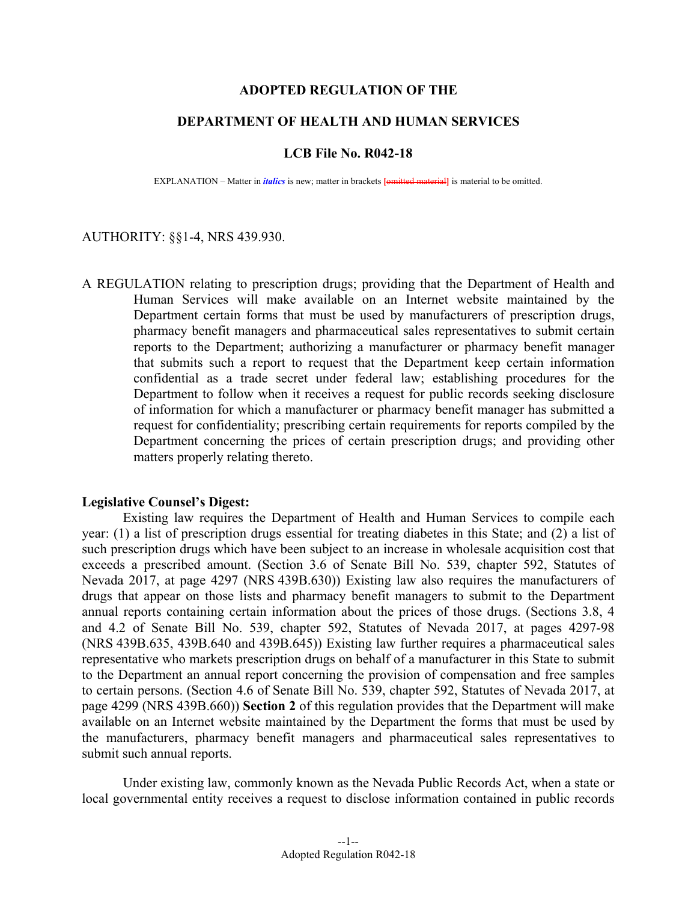**ADOPTED REGULATION OF THE**

**DEPARTMENT OF HEALTH AND HUMAN SERVICES**

**LCB File No. R042-18**

EXPLANATION – Matter in ***italics*** is new; matter in brackets **[~~omitted material~~]** is material to be omitted.

AUTHORITY: §§1-4, NRS 439.930.

A REGULATION relating to prescription drugs; providing that the Department of Health and Human Services will make available on an Internet website maintained by the Department certain forms that must be used by manufacturers of prescription drugs, pharmacy benefit managers and pharmaceutical sales representatives to submit certain reports to the Department; authorizing a manufacturer or pharmacy benefit manager that submits such a report to request that the Department keep certain information confidential as a trade secret under federal law; establishing procedures for the Department to follow when it receives a request for public records seeking disclosure of information for which a manufacturer or pharmacy benefit manager has submitted a request for confidentiality; prescribing certain requirements for reports compiled by the Department concerning the prices of certain prescription drugs; and providing other matters properly relating thereto.

**Legislative Counsel's Digest:**

Existing law requires the Department of Health and Human Services to compile each year: (1) a list of prescription drugs essential for treating diabetes in this State; and (2) a list of such prescription drugs which have been subject to an increase in wholesale acquisition cost that exceeds a prescribed amount. (Section 3.6 of Senate Bill No. 539, chapter 592, Statutes of Nevada 2017, at page 4297 (NRS 439B.630)) Existing law also requires the manufacturers of drugs that appear on those lists and pharmacy benefit managers to submit to the Department annual reports containing certain information about the prices of those drugs. (Sections 3.8, 4 and 4.2 of Senate Bill No. 539, chapter 592, Statutes of Nevada 2017, at pages 4297-98 (NRS 439B.635, 439B.640 and 439B.645)) Existing law further requires a pharmaceutical sales representative who markets prescription drugs on behalf of a manufacturer in this State to submit to the Department an annual report concerning the provision of compensation and free samples to certain persons. (Section 4.6 of Senate Bill No. 539, chapter 592, Statutes of Nevada 2017, at page 4299 (NRS 439B.660)) **Section 2** of this regulation provides that the Department will make available on an Internet website maintained by the Department the forms that must be used by the manufacturers, pharmacy benefit managers and pharmaceutical sales representatives to submit such annual reports.

Under existing law, commonly known as the Nevada Public Records Act, when a state or local governmental entity receives a request to disclose information contained in public records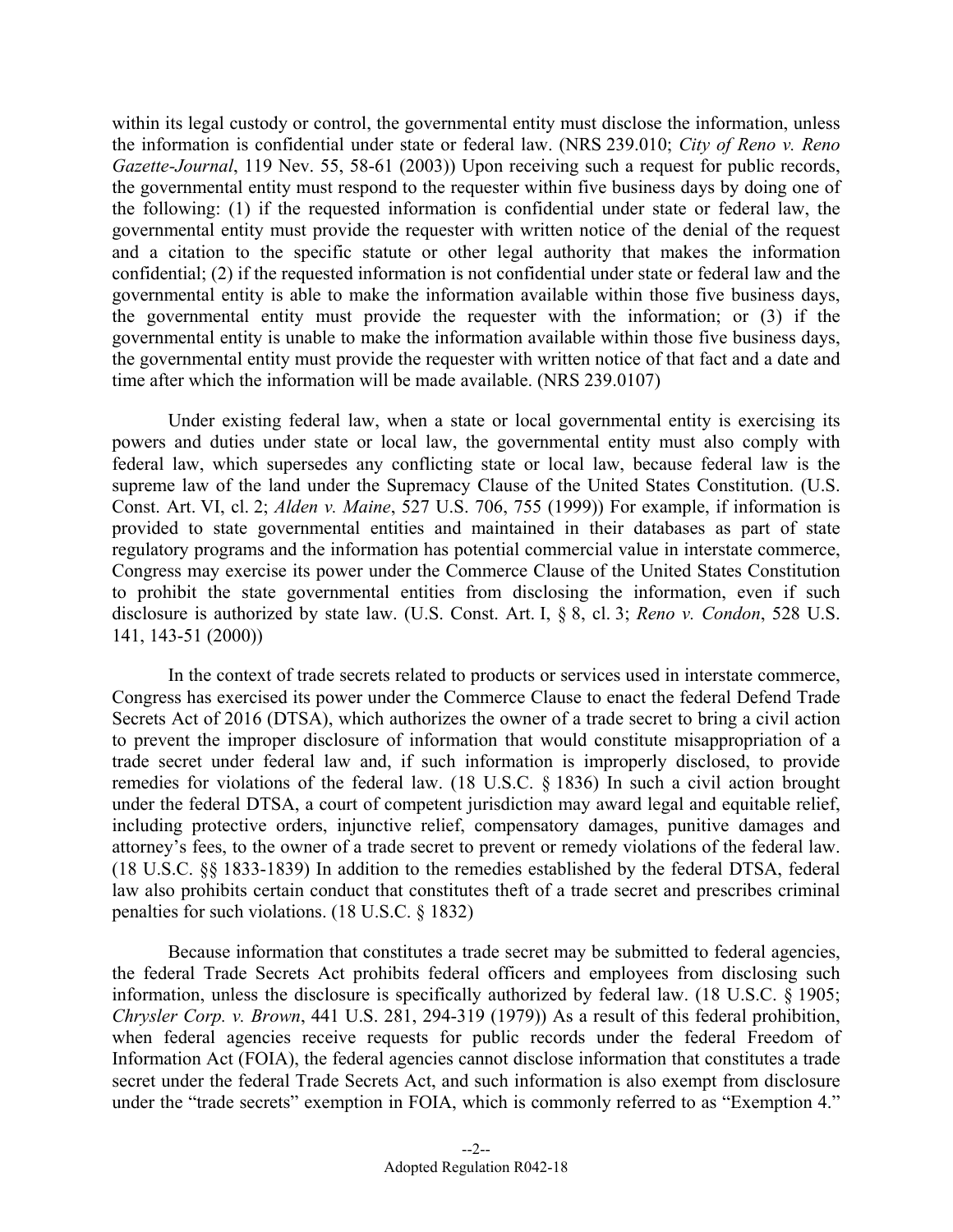within its legal custody or control, the governmental entity must disclose the information, unless the information is confidential under state or federal law. (NRS 239.010; *City of Reno v. Reno Gazette-Journal*, 119 Nev. 55, 58-61 (2003)) Upon receiving such a request for public records, the governmental entity must respond to the requester within five business days by doing one of the following: (1) if the requested information is confidential under state or federal law, the governmental entity must provide the requester with written notice of the denial of the request and a citation to the specific statute or other legal authority that makes the information confidential; (2) if the requested information is not confidential under state or federal law and the governmental entity is able to make the information available within those five business days, the governmental entity must provide the requester with the information; or (3) if the governmental entity is unable to make the information available within those five business days, the governmental entity must provide the requester with written notice of that fact and a date and time after which the information will be made available. (NRS 239.0107)

Under existing federal law, when a state or local governmental entity is exercising its powers and duties under state or local law, the governmental entity must also comply with federal law, which supersedes any conflicting state or local law, because federal law is the supreme law of the land under the Supremacy Clause of the United States Constitution. (U.S. Const. Art. VI, cl. 2; *Alden v. Maine*, 527 U.S. 706, 755 (1999)) For example, if information is provided to state governmental entities and maintained in their databases as part of state regulatory programs and the information has potential commercial value in interstate commerce, Congress may exercise its power under the Commerce Clause of the United States Constitution to prohibit the state governmental entities from disclosing the information, even if such disclosure is authorized by state law. (U.S. Const. Art. I, § 8, cl. 3; *Reno v. Condon*, 528 U.S. 141, 143-51 (2000))

In the context of trade secrets related to products or services used in interstate commerce, Congress has exercised its power under the Commerce Clause to enact the federal Defend Trade Secrets Act of 2016 (DTSA), which authorizes the owner of a trade secret to bring a civil action to prevent the improper disclosure of information that would constitute misappropriation of a trade secret under federal law and, if such information is improperly disclosed, to provide remedies for violations of the federal law. (18 U.S.C. § 1836) In such a civil action brought under the federal DTSA, a court of competent jurisdiction may award legal and equitable relief, including protective orders, injunctive relief, compensatory damages, punitive damages and attorney's fees, to the owner of a trade secret to prevent or remedy violations of the federal law. (18 U.S.C. §§ 1833-1839) In addition to the remedies established by the federal DTSA, federal law also prohibits certain conduct that constitutes theft of a trade secret and prescribes criminal penalties for such violations. (18 U.S.C. § 1832)

Because information that constitutes a trade secret may be submitted to federal agencies, the federal Trade Secrets Act prohibits federal officers and employees from disclosing such information, unless the disclosure is specifically authorized by federal law. (18 U.S.C. § 1905; *Chrysler Corp. v. Brown*, 441 U.S. 281, 294-319 (1979)) As a result of this federal prohibition, when federal agencies receive requests for public records under the federal Freedom of Information Act (FOIA), the federal agencies cannot disclose information that constitutes a trade secret under the federal Trade Secrets Act, and such information is also exempt from disclosure under the "trade secrets" exemption in FOIA, which is commonly referred to as "Exemption 4."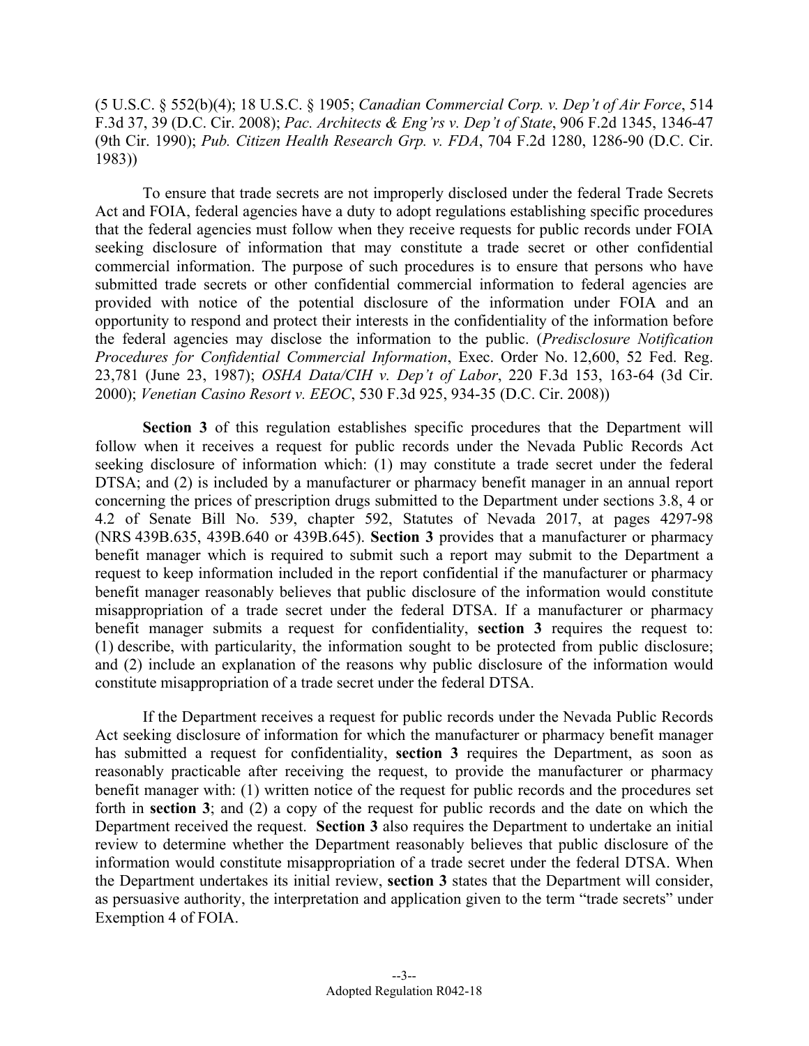(5 U.S.C. § 552(b)(4); 18 U.S.C. § 1905; *Canadian Commercial Corp. v. Dep't of Air Force*, 514 F.3d 37, 39 (D.C. Cir. 2008); *Pac. Architects & Eng'rs v. Dep't of State*, 906 F.2d 1345, 1346-47 (9th Cir. 1990); *Pub. Citizen Health Research Grp. v. FDA*, 704 F.2d 1280, 1286-90 (D.C. Cir. 1983))

To ensure that trade secrets are not improperly disclosed under the federal Trade Secrets Act and FOIA, federal agencies have a duty to adopt regulations establishing specific procedures that the federal agencies must follow when they receive requests for public records under FOIA seeking disclosure of information that may constitute a trade secret or other confidential commercial information. The purpose of such procedures is to ensure that persons who have submitted trade secrets or other confidential commercial information to federal agencies are provided with notice of the potential disclosure of the information under FOIA and an opportunity to respond and protect their interests in the confidentiality of the information before the federal agencies may disclose the information to the public. (*Predisclosure Notification Procedures for Confidential Commercial Information*, Exec. Order No. 12,600, 52 Fed. Reg. 23,781 (June 23, 1987); *OSHA Data/CIH v. Dep't of Labor*, 220 F.3d 153, 163-64 (3d Cir. 2000); *Venetian Casino Resort v. EEOC*, 530 F.3d 925, 934-35 (D.C. Cir. 2008))

**Section 3** of this regulation establishes specific procedures that the Department will follow when it receives a request for public records under the Nevada Public Records Act seeking disclosure of information which: (1) may constitute a trade secret under the federal DTSA; and (2) is included by a manufacturer or pharmacy benefit manager in an annual report concerning the prices of prescription drugs submitted to the Department under sections 3.8, 4 or 4.2 of Senate Bill No. 539, chapter 592, Statutes of Nevada 2017, at pages 4297-98 (NRS 439B.635, 439B.640 or 439B.645). **Section 3** provides that a manufacturer or pharmacy benefit manager which is required to submit such a report may submit to the Department a request to keep information included in the report confidential if the manufacturer or pharmacy benefit manager reasonably believes that public disclosure of the information would constitute misappropriation of a trade secret under the federal DTSA. If a manufacturer or pharmacy benefit manager submits a request for confidentiality, **section 3** requires the request to: (1) describe, with particularity, the information sought to be protected from public disclosure; and (2) include an explanation of the reasons why public disclosure of the information would constitute misappropriation of a trade secret under the federal DTSA.

If the Department receives a request for public records under the Nevada Public Records Act seeking disclosure of information for which the manufacturer or pharmacy benefit manager has submitted a request for confidentiality, **section 3** requires the Department, as soon as reasonably practicable after receiving the request, to provide the manufacturer or pharmacy benefit manager with: (1) written notice of the request for public records and the procedures set forth in **section 3**; and (2) a copy of the request for public records and the date on which the Department received the request. **Section 3** also requires the Department to undertake an initial review to determine whether the Department reasonably believes that public disclosure of the information would constitute misappropriation of a trade secret under the federal DTSA. When the Department undertakes its initial review, **section 3** states that the Department will consider, as persuasive authority, the interpretation and application given to the term "trade secrets" under Exemption 4 of FOIA.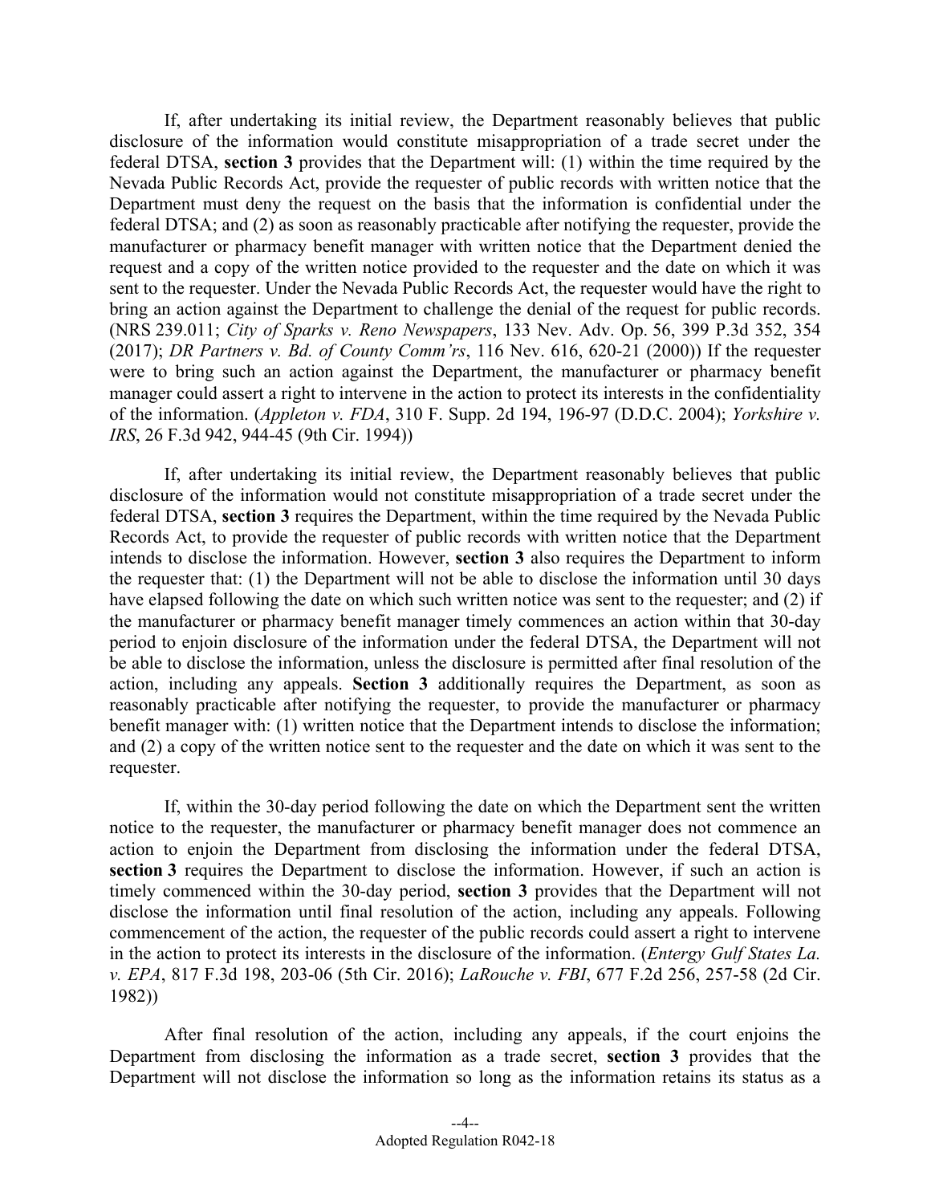If, after undertaking its initial review, the Department reasonably believes that public disclosure of the information would constitute misappropriation of a trade secret under the federal DTSA, **section 3** provides that the Department will: (1) within the time required by the Nevada Public Records Act, provide the requester of public records with written notice that the Department must deny the request on the basis that the information is confidential under the federal DTSA; and (2) as soon as reasonably practicable after notifying the requester, provide the manufacturer or pharmacy benefit manager with written notice that the Department denied the request and a copy of the written notice provided to the requester and the date on which it was sent to the requester. Under the Nevada Public Records Act, the requester would have the right to bring an action against the Department to challenge the denial of the request for public records. (NRS 239.011; *City of Sparks v. Reno Newspapers*, 133 Nev. Adv. Op. 56, 399 P.3d 352, 354 (2017); *DR Partners v. Bd. of County Comm'rs*, 116 Nev. 616, 620-21 (2000)) If the requester were to bring such an action against the Department, the manufacturer or pharmacy benefit manager could assert a right to intervene in the action to protect its interests in the confidentiality of the information. (*Appleton v. FDA*, 310 F. Supp. 2d 194, 196-97 (D.D.C. 2004); *Yorkshire v. IRS*, 26 F.3d 942, 944-45 (9th Cir. 1994))

If, after undertaking its initial review, the Department reasonably believes that public disclosure of the information would not constitute misappropriation of a trade secret under the federal DTSA, **section 3** requires the Department, within the time required by the Nevada Public Records Act, to provide the requester of public records with written notice that the Department intends to disclose the information. However, **section 3** also requires the Department to inform the requester that: (1) the Department will not be able to disclose the information until 30 days have elapsed following the date on which such written notice was sent to the requester; and (2) if the manufacturer or pharmacy benefit manager timely commences an action within that 30-day period to enjoin disclosure of the information under the federal DTSA, the Department will not be able to disclose the information, unless the disclosure is permitted after final resolution of the action, including any appeals. **Section 3** additionally requires the Department, as soon as reasonably practicable after notifying the requester, to provide the manufacturer or pharmacy benefit manager with: (1) written notice that the Department intends to disclose the information; and (2) a copy of the written notice sent to the requester and the date on which it was sent to the requester.

If, within the 30-day period following the date on which the Department sent the written notice to the requester, the manufacturer or pharmacy benefit manager does not commence an action to enjoin the Department from disclosing the information under the federal DTSA, **section 3** requires the Department to disclose the information. However, if such an action is timely commenced within the 30-day period, **section 3** provides that the Department will not disclose the information until final resolution of the action, including any appeals. Following commencement of the action, the requester of the public records could assert a right to intervene in the action to protect its interests in the disclosure of the information. (*Entergy Gulf States La. v. EPA*, 817 F.3d 198, 203-06 (5th Cir. 2016); *LaRouche v. FBI*, 677 F.2d 256, 257-58 (2d Cir. 1982))

After final resolution of the action, including any appeals, if the court enjoins the Department from disclosing the information as a trade secret, **section 3** provides that the Department will not disclose the information so long as the information retains its status as a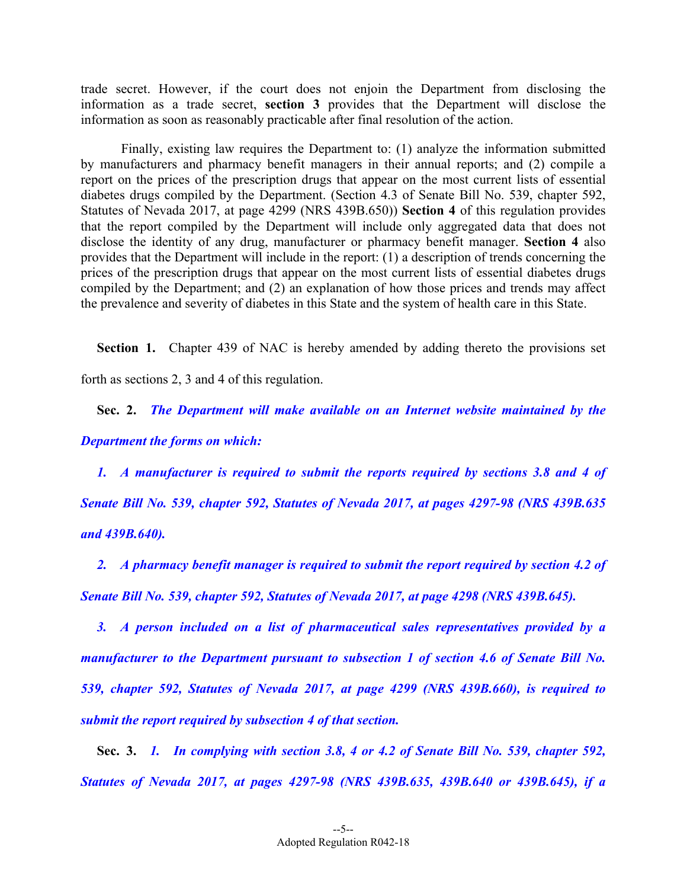trade secret. However, if the court does not enjoin the Department from disclosing the information as a trade secret, **section 3** provides that the Department will disclose the information as soon as reasonably practicable after final resolution of the action.

Finally, existing law requires the Department to: (1) analyze the information submitted by manufacturers and pharmacy benefit managers in their annual reports; and (2) compile a report on the prices of the prescription drugs that appear on the most current lists of essential diabetes drugs compiled by the Department. (Section 4.3 of Senate Bill No. 539, chapter 592, Statutes of Nevada 2017, at page 4299 (NRS 439B.650)) **Section 4** of this regulation provides that the report compiled by the Department will include only aggregated data that does not disclose the identity of any drug, manufacturer or pharmacy benefit manager. **Section 4** also provides that the Department will include in the report: (1) a description of trends concerning the prices of the prescription drugs that appear on the most current lists of essential diabetes drugs compiled by the Department; and (2) an explanation of how those prices and trends may affect the prevalence and severity of diabetes in this State and the system of health care in this State.

**Section 1.** Chapter 439 of NAC is hereby amended by adding thereto the provisions set forth as sections 2, 3 and 4 of this regulation.

**Sec. 2.** ***The Department will make available on an Internet website maintained by the Department the forms on which:***

***1. A manufacturer is required to submit the reports required by sections 3.8 and 4 of Senate Bill No. 539, chapter 592, Statutes of Nevada 2017, at pages 4297-98 (NRS 439B.635 and 439B.640).***

***2. A pharmacy benefit manager is required to submit the report required by section 4.2 of Senate Bill No. 539, chapter 592, Statutes of Nevada 2017, at page 4298 (NRS 439B.645).***

***3. A person included on a list of pharmaceutical sales representatives provided by a manufacturer to the Department pursuant to subsection 1 of section 4.6 of Senate Bill No. 539, chapter 592, Statutes of Nevada 2017, at page 4299 (NRS 439B.660), is required to submit the report required by subsection 4 of that section.***

**Sec. 3.** ***1. In complying with section 3.8, 4 or 4.2 of Senate Bill No. 539, chapter 592, Statutes of Nevada 2017, at pages 4297-98 (NRS 439B.635, 439B.640 or 439B.645), if a***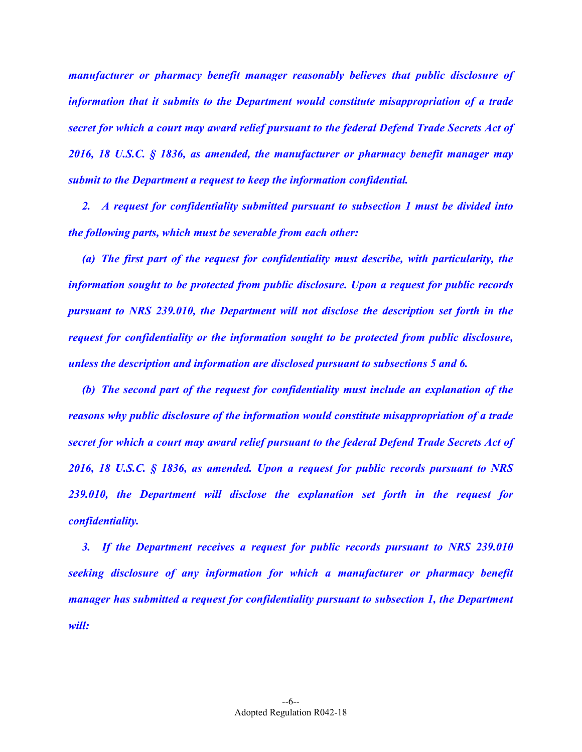*manufacturer or pharmacy benefit manager reasonably believes that public disclosure of information that it submits to the Department would constitute misappropriation of a trade secret for which a court may award relief pursuant to the federal Defend Trade Secrets Act of 2016, 18 U.S.C. § 1836, as amended, the manufacturer or pharmacy benefit manager may submit to the Department a request to keep the information confidential.*

*2. A request for confidentiality submitted pursuant to subsection 1 must be divided into the following parts, which must be severable from each other:*

*(a) The first part of the request for confidentiality must describe, with particularity, the information sought to be protected from public disclosure. Upon a request for public records pursuant to NRS 239.010, the Department will not disclose the description set forth in the request for confidentiality or the information sought to be protected from public disclosure, unless the description and information are disclosed pursuant to subsections 5 and 6.*

*(b) The second part of the request for confidentiality must include an explanation of the reasons why public disclosure of the information would constitute misappropriation of a trade secret for which a court may award relief pursuant to the federal Defend Trade Secrets Act of 2016, 18 U.S.C. § 1836, as amended. Upon a request for public records pursuant to NRS 239.010, the Department will disclose the explanation set forth in the request for confidentiality.*

*3. If the Department receives a request for public records pursuant to NRS 239.010 seeking disclosure of any information for which a manufacturer or pharmacy benefit manager has submitted a request for confidentiality pursuant to subsection 1, the Department will:*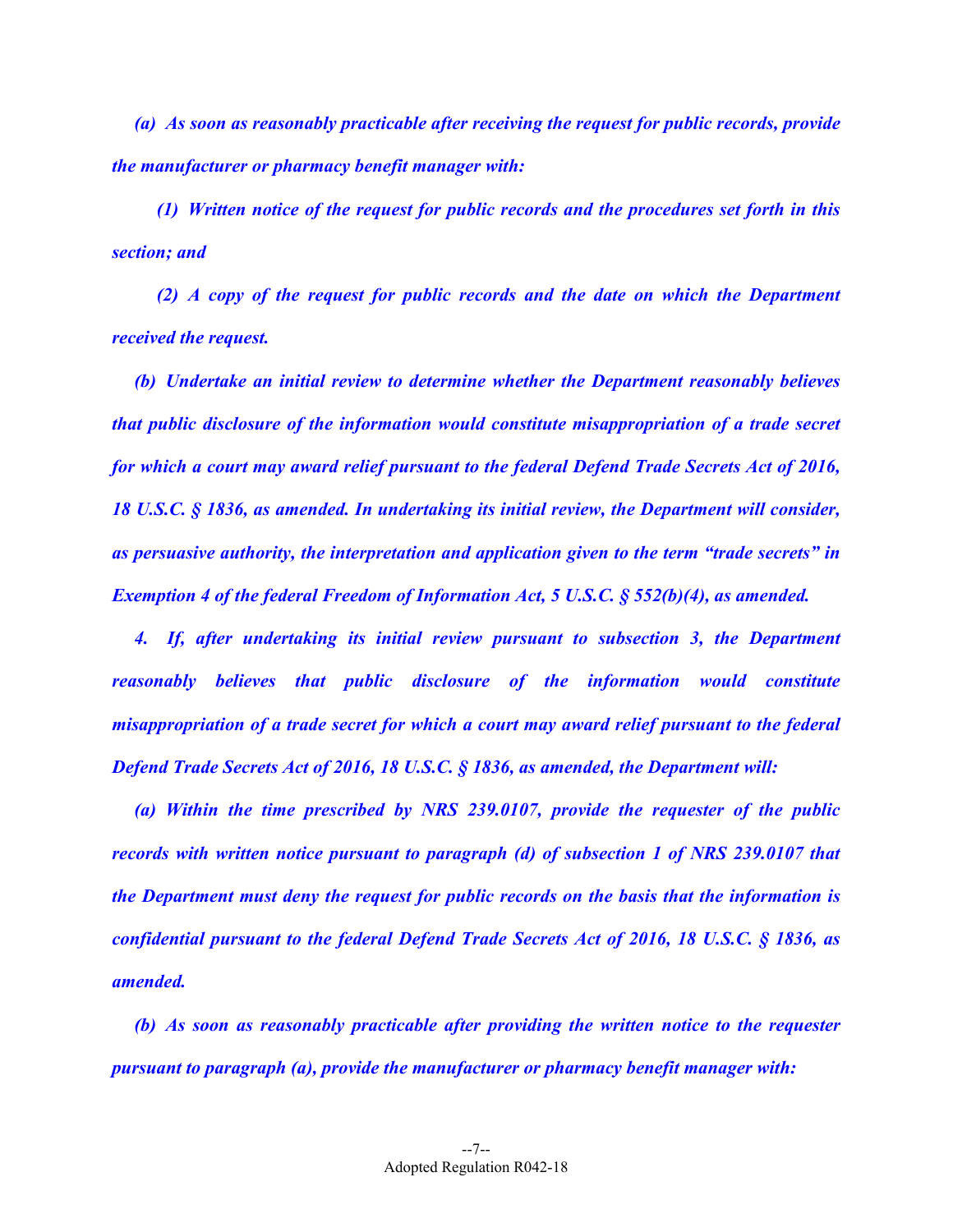*(a) As soon as reasonably practicable after receiving the request for public records, provide the manufacturer or pharmacy benefit manager with:*

*(1) Written notice of the request for public records and the procedures set forth in this section; and*

*(2) A copy of the request for public records and the date on which the Department received the request.*

*(b) Undertake an initial review to determine whether the Department reasonably believes that public disclosure of the information would constitute misappropriation of a trade secret for which a court may award relief pursuant to the federal Defend Trade Secrets Act of 2016, 18 U.S.C. § 1836, as amended. In undertaking its initial review, the Department will consider, as persuasive authority, the interpretation and application given to the term "trade secrets" in Exemption 4 of the federal Freedom of Information Act, 5 U.S.C. § 552(b)(4), as amended.*

*4. If, after undertaking its initial review pursuant to subsection 3, the Department reasonably believes that public disclosure of the information would constitute misappropriation of a trade secret for which a court may award relief pursuant to the federal Defend Trade Secrets Act of 2016, 18 U.S.C. § 1836, as amended, the Department will:*

*(a) Within the time prescribed by NRS 239.0107, provide the requester of the public records with written notice pursuant to paragraph (d) of subsection 1 of NRS 239.0107 that the Department must deny the request for public records on the basis that the information is confidential pursuant to the federal Defend Trade Secrets Act of 2016, 18 U.S.C. § 1836, as amended.*

*(b) As soon as reasonably practicable after providing the written notice to the requester pursuant to paragraph (a), provide the manufacturer or pharmacy benefit manager with:*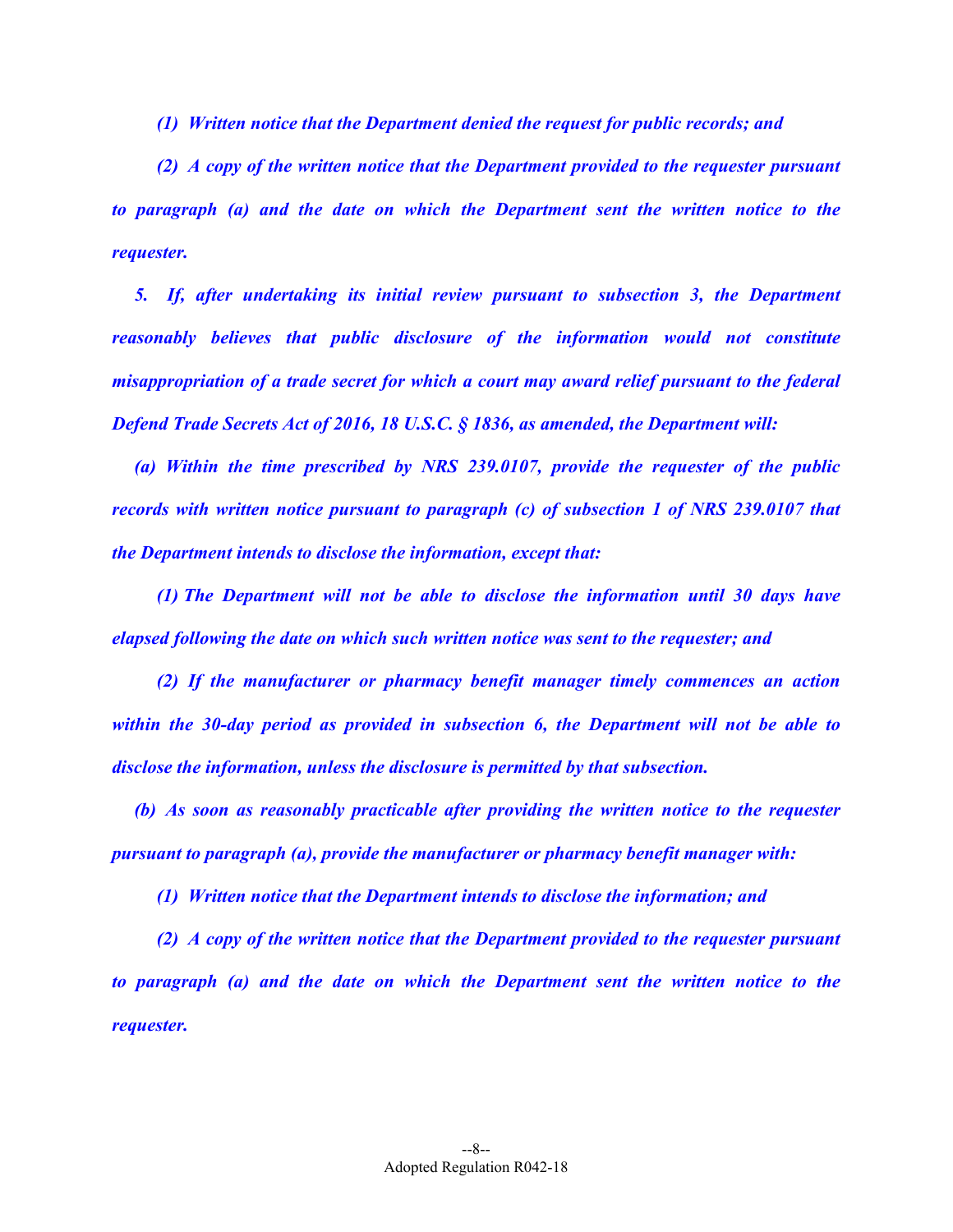*(1) Written notice that the Department denied the request for public records; and*

*(2) A copy of the written notice that the Department provided to the requester pursuant to paragraph (a) and the date on which the Department sent the written notice to the requester.*

*5. If, after undertaking its initial review pursuant to subsection 3, the Department reasonably believes that public disclosure of the information would not constitute misappropriation of a trade secret for which a court may award relief pursuant to the federal Defend Trade Secrets Act of 2016, 18 U.S.C. § 1836, as amended, the Department will:*

*(a) Within the time prescribed by NRS 239.0107, provide the requester of the public records with written notice pursuant to paragraph (c) of subsection 1 of NRS 239.0107 that the Department intends to disclose the information, except that:*

*(1) The Department will not be able to disclose the information until 30 days have elapsed following the date on which such written notice was sent to the requester; and*

*(2) If the manufacturer or pharmacy benefit manager timely commences an action within the 30-day period as provided in subsection 6, the Department will not be able to disclose the information, unless the disclosure is permitted by that subsection.*

*(b) As soon as reasonably practicable after providing the written notice to the requester pursuant to paragraph (a), provide the manufacturer or pharmacy benefit manager with:*

*(1) Written notice that the Department intends to disclose the information; and*

*(2) A copy of the written notice that the Department provided to the requester pursuant to paragraph (a) and the date on which the Department sent the written notice to the requester.*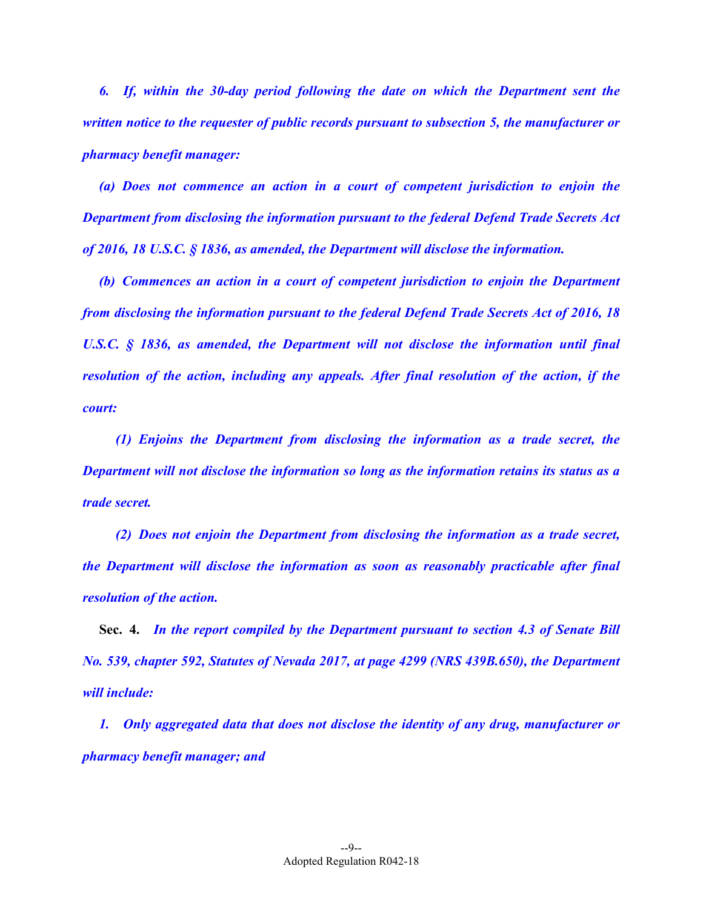*6. If, within the 30-day period following the date on which the Department sent the written notice to the requester of public records pursuant to subsection 5, the manufacturer or pharmacy benefit manager:*

*(a) Does not commence an action in a court of competent jurisdiction to enjoin the Department from disclosing the information pursuant to the federal Defend Trade Secrets Act of 2016, 18 U.S.C. § 1836, as amended, the Department will disclose the information.*

*(b) Commences an action in a court of competent jurisdiction to enjoin the Department from disclosing the information pursuant to the federal Defend Trade Secrets Act of 2016, 18 U.S.C. § 1836, as amended, the Department will not disclose the information until final resolution of the action, including any appeals. After final resolution of the action, if the court:*

*(1) Enjoins the Department from disclosing the information as a trade secret, the Department will not disclose the information so long as the information retains its status as a trade secret.*

*(2) Does not enjoin the Department from disclosing the information as a trade secret, the Department will disclose the information as soon as reasonably practicable after final resolution of the action.*

**Sec. 4.** *In the report compiled by the Department pursuant to section 4.3 of Senate Bill No. 539, chapter 592, Statutes of Nevada 2017, at page 4299 (NRS 439B.650), the Department will include:*

*1. Only aggregated data that does not disclose the identity of any drug, manufacturer or pharmacy benefit manager; and*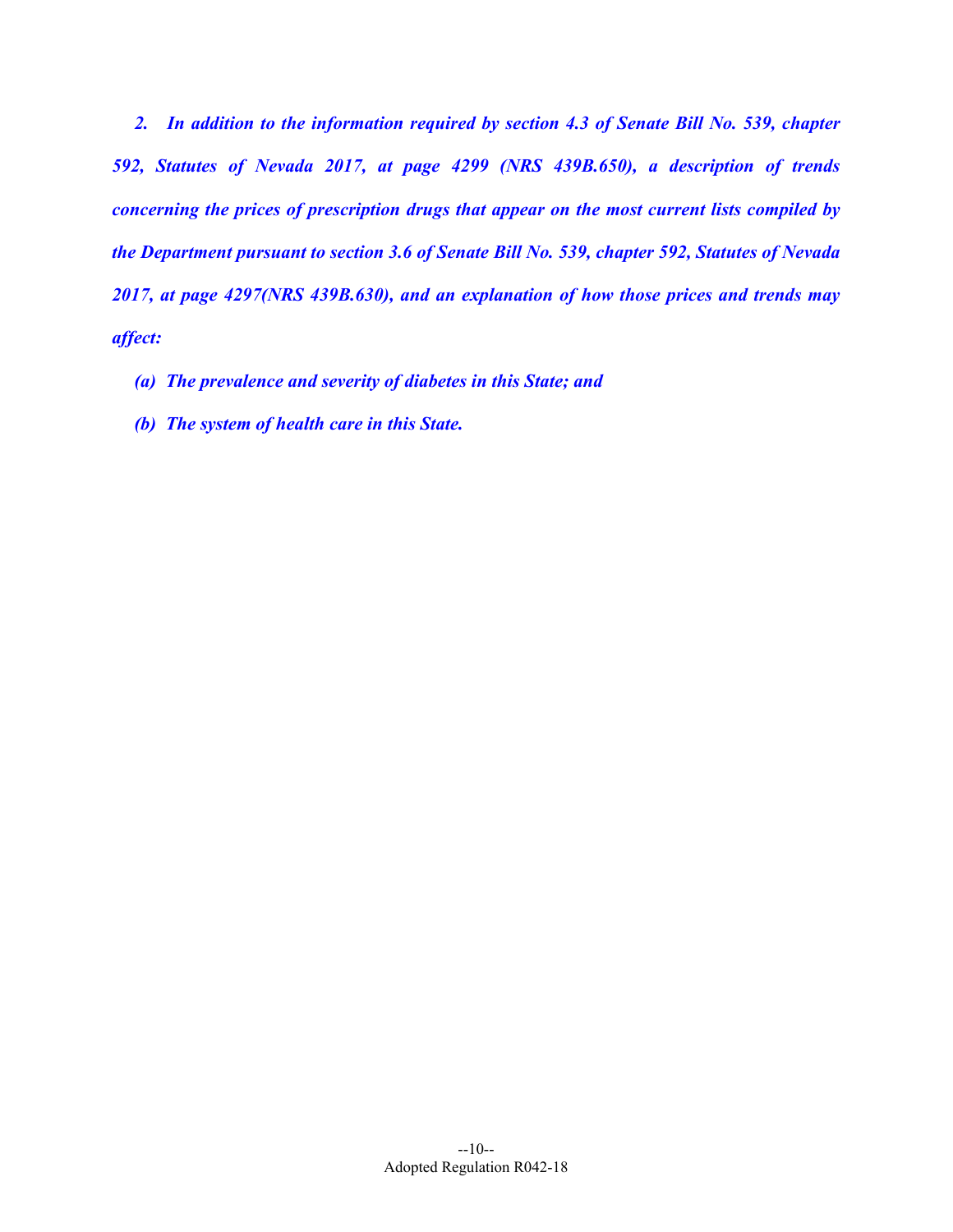***2. In addition to the information required by section 4.3 of Senate Bill No. 539, chapter 592, Statutes of Nevada 2017, at page 4299 (NRS 439B.650), a description of trends concerning the prices of prescription drugs that appear on the most current lists compiled by the Department pursuant to section 3.6 of Senate Bill No. 539, chapter 592, Statutes of Nevada 2017, at page 4297(NRS 439B.630), and an explanation of how those prices and trends may affect:***

***(a) The prevalence and severity of diabetes in this State; and***

***(b) The system of health care in this State.***